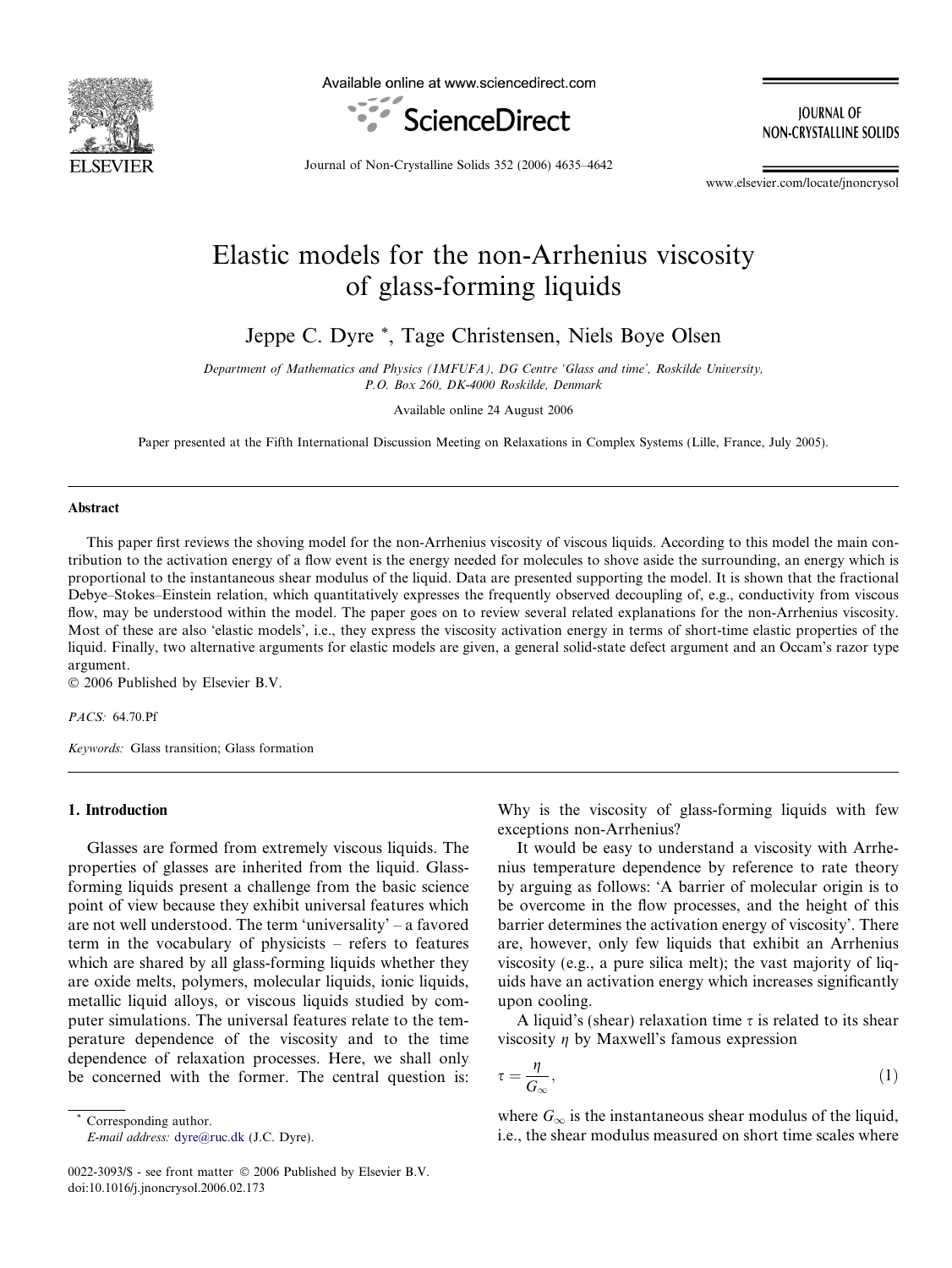# Elastic models for the non-Arrhenius viscosity of glass-forming liquids

Jeppe C. Dyre *, Tage Christensen, Niels Boye Olsen

*Department of Mathematics and Physics (IMFUFA), DG Centre 'Glass and time', Roskilde University, P.O. Box 260, DK-4000 Roskilde, Denmark*

Available online 24 August 2006

Paper presented at the Fifth International Discussion Meeting on Relaxations in Complex Systems (Lille, France, July 2005).

## Abstract

This paper first reviews the shoving model for the non-Arrhenius viscosity of viscous liquids. According to this model the main contribution to the activation energy of a flow event is the energy needed for molecules to shove aside the surrounding, an energy which is proportional to the instantaneous shear modulus of the liquid. Data are presented supporting the model. It is shown that the fractional Debye–Stokes–Einstein relation, which quantitatively expresses the frequently observed decoupling of, e.g., conductivity from viscous flow, may be understood within the model. The paper goes on to review several related explanations for the non-Arrhenius viscosity. Most of these are also 'elastic models', i.e., they express the viscosity activation energy in terms of short-time elastic properties of the liquid. Finally, two alternative arguments for elastic models are given, a general solid-state defect argument and an Occam's razor type argument.

© 2006 Published by Elsevier B.V.

*PACS:* 64.70.Pf

*Keywords:* Glass transition; Glass formation

## 1. Introduction

Glasses are formed from extremely viscous liquids. The properties of glasses are inherited from the liquid. Glass-forming liquids present a challenge from the basic science point of view because they exhibit universal features which are not well understood. The term 'universality' – a favored term in the vocabulary of physicists – refers to features which are shared by all glass-forming liquids whether they are oxide melts, polymers, molecular liquids, ionic liquids, metallic liquid alloys, or viscous liquids studied by computer simulations. The universal features relate to the temperature dependence of the viscosity and to the time dependence of relaxation processes. Here, we shall only be concerned with the former. The central question is: Why is the viscosity of glass-forming liquids with few exceptions non-Arrhenius?

It would be easy to understand a viscosity with Arrhenius temperature dependence by reference to rate theory by arguing as follows: 'A barrier of molecular origin is to be overcome in the flow processes, and the height of this barrier determines the activation energy of viscosity'. There are, however, only few liquids that exhibit an Arrhenius viscosity (e.g., a pure silica melt); the vast majority of liquids have an activation energy which increases significantly upon cooling.

A liquid's (shear) relaxation time $\tau$ is related to its shear viscosity $\eta$ by Maxwell's famous expression

$$\tau = \frac{\eta}{G_\infty}, \tag{1}$$

where $G_\infty$ is the instantaneous shear modulus of the liquid, i.e., the shear modulus measured on short time scales where

* Corresponding author.
E-mail address: dyre@ruc.dk (J.C. Dyre).

0022-3093/$ - see front matter © 2006 Published by Elsevier B.V.
doi:10.1016/j.jnoncrysol.2006.02.173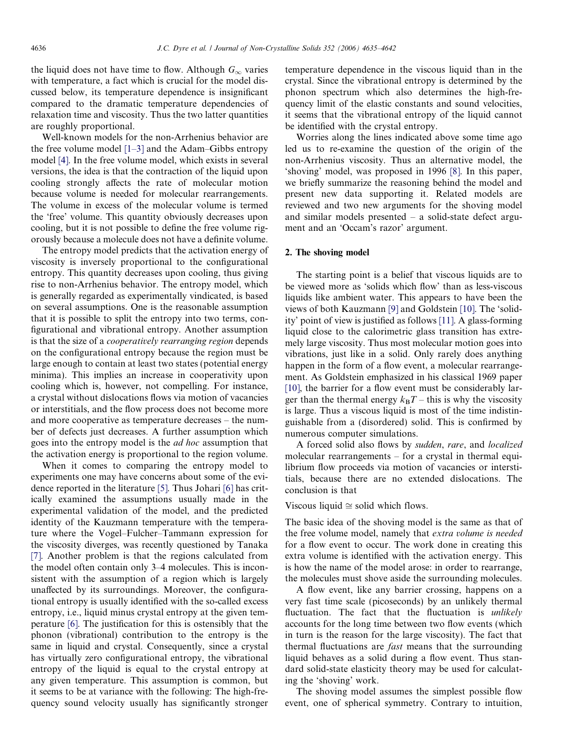the liquid does not have time to flow. Although $G_\infty$ varies with temperature, a fact which is crucial for the model discussed below, its temperature dependence is insignificant compared to the dramatic temperature dependencies of relaxation time and viscosity. Thus the two latter quantities are roughly proportional.

Well-known models for the non-Arrhenius behavior are the free volume model [1–3] and the Adam–Gibbs entropy model [4]. In the free volume model, which exists in several versions, the idea is that the contraction of the liquid upon cooling strongly affects the rate of molecular motion because volume is needed for molecular rearrangements. The volume in excess of the molecular volume is termed the 'free' volume. This quantity obviously decreases upon cooling, but it is not possible to define the free volume rigorously because a molecule does not have a definite volume.

The entropy model predicts that the activation energy of viscosity is inversely proportional to the configurational entropy. This quantity decreases upon cooling, thus giving rise to non-Arrhenius behavior. The entropy model, which is generally regarded as experimentally vindicated, is based on several assumptions. One is the reasonable assumption that it is possible to split the entropy into two terms, configurational and vibrational entropy. Another assumption is that the size of a *cooperatively rearranging region* depends on the configurational entropy because the region must be large enough to contain at least two states (potential energy minima). This implies an increase in cooperativity upon cooling which is, however, not compelling. For instance, a crystal without dislocations flows via motion of vacancies or interstitials, and the flow process does not become more and more cooperative as temperature decreases – the number of defects just decreases. A further assumption which goes into the entropy model is the *ad hoc* assumption that the activation energy is proportional to the region volume.

When it comes to comparing the entropy model to experiments one may have concerns about some of the evidence reported in the literature [5]. Thus Johari [6] has critically examined the assumptions usually made in the experimental validation of the model, and the predicted identity of the Kauzmann temperature with the temperature where the Vogel–Fulcher–Tammann expression for the viscosity diverges, was recently questioned by Tanaka [7]. Another problem is that the regions calculated from the model often contain only 3–4 molecules. This is inconsistent with the assumption of a region which is largely unaffected by its surroundings. Moreover, the configurational entropy is usually identified with the so-called excess entropy, i.e., liquid minus crystal entropy at the given temperature [6]. The justification for this is ostensibly that the phonon (vibrational) contribution to the entropy is the same in liquid and crystal. Consequently, since a crystal has virtually zero configurational entropy, the vibrational entropy of the liquid is equal to the crystal entropy at any given temperature. This assumption is common, but it seems to be at variance with the following: The high-frequency sound velocity usually has significantly stronger temperature dependence in the viscous liquid than in the crystal. Since the vibrational entropy is determined by the phonon spectrum which also determines the high-frequency limit of the elastic constants and sound velocities, it seems that the vibrational entropy of the liquid cannot be identified with the crystal entropy.

Worries along the lines indicated above some time ago led us to re-examine the question of the origin of the non-Arrhenius viscosity. Thus an alternative model, the 'shoving' model, was proposed in 1996 [8]. In this paper, we briefly summarize the reasoning behind the model and present new data supporting it. Related models are reviewed and two new arguments for the shoving model and similar models presented – a solid-state defect argument and an 'Occam's razor' argument.

## 2. The shoving model

The starting point is a belief that viscous liquids are to be viewed more as 'solids which flow' than as less-viscous liquids like ambient water. This appears to have been the views of both Kauzmann [9] and Goldstein [10]. The 'solidity' point of view is justified as follows [11]. A glass-forming liquid close to the calorimetric glass transition has extremely large viscosity. Thus most molecular motion goes into vibrations, just like in a solid. Only rarely does anything happen in the form of a flow event, a molecular rearrangement. As Goldstein emphasized in his classical 1969 paper [10], the barrier for a flow event must be considerably larger than the thermal energy $k_BT$ – this is why the viscosity is large. Thus a viscous liquid is most of the time indistinguishable from a (disordered) solid. This is confirmed by numerous computer simulations.

A forced solid also flows by *sudden*, *rare*, and *localized* molecular rearrangements – for a crystal in thermal equilibrium flow proceeds via motion of vacancies or interstitials, because there are no extended dislocations. The conclusion is that

Viscous liquid $\cong$ solid which flows.

The basic idea of the shoving model is the same as that of the free volume model, namely that *extra volume is needed* for a flow event to occur. The work done in creating this extra volume is identified with the activation energy. This is how the name of the model arose: in order to rearrange, the molecules must shove aside the surrounding molecules.

A flow event, like any barrier crossing, happens on a very fast time scale (picoseconds) by an unlikely thermal fluctuation. The fact that the fluctuation is *unlikely* accounts for the long time between two flow events (which in turn is the reason for the large viscosity). The fact that thermal fluctuations are *fast* means that the surrounding liquid behaves as a solid during a flow event. Thus standard solid-state elasticity theory may be used for calculating the 'shoving' work.

The shoving model assumes the simplest possible flow event, one of spherical symmetry. Contrary to intuition,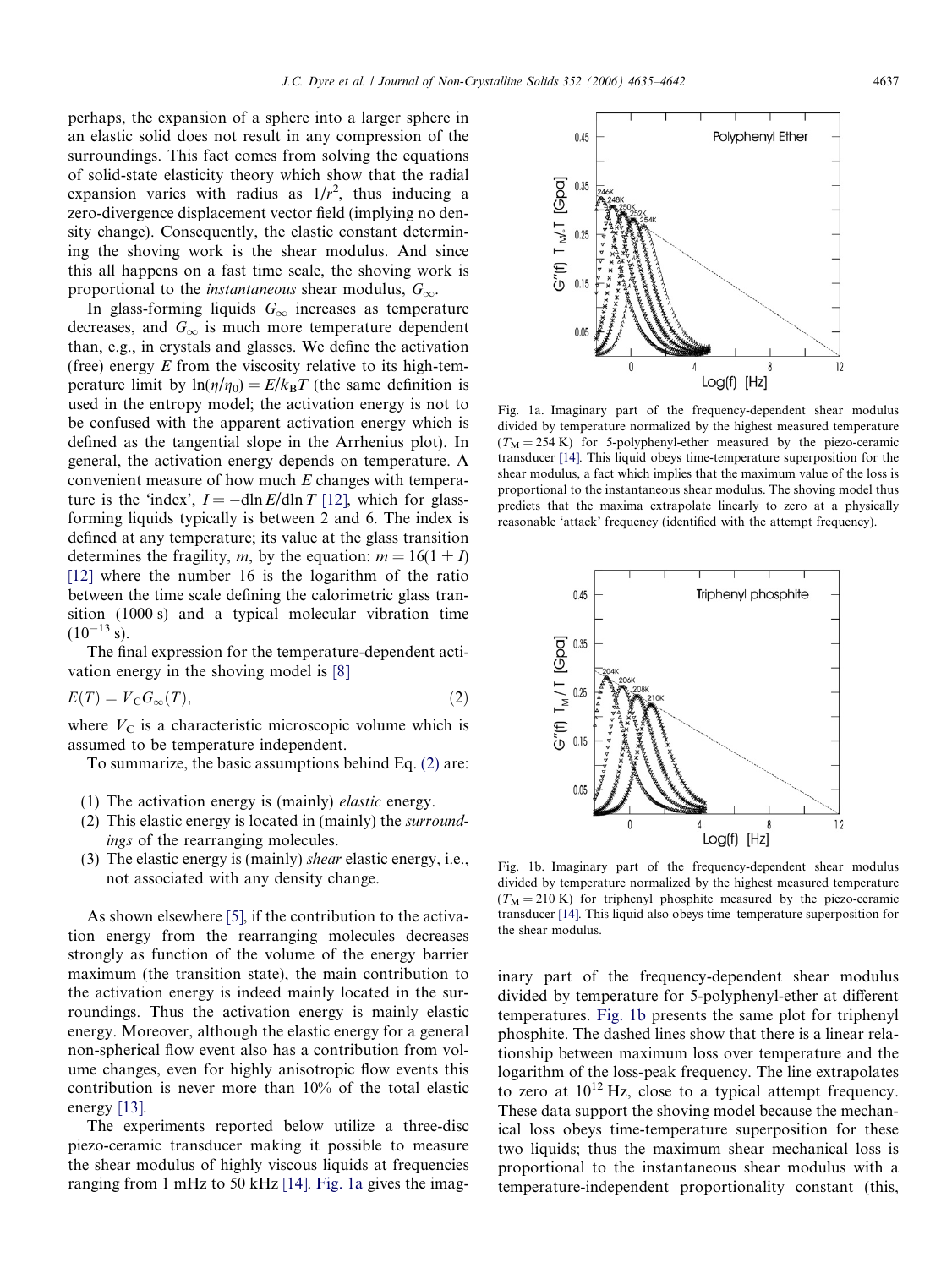perhaps, the expansion of a sphere into a larger sphere in an elastic solid does not result in any compression of the surroundings. This fact comes from solving the equations of solid-state elasticity theory which show that the radial expansion varies with radius as $1/r^2$, thus inducing a zero-divergence displacement vector field (implying no density change). Consequently, the elastic constant determining the shoving work is the shear modulus. And since this all happens on a fast time scale, the shoving work is proportional to the *instantaneous* shear modulus, $G_\infty$.

In glass-forming liquids $G_\infty$ increases as temperature decreases, and $G_\infty$ is much more temperature dependent than, e.g., in crystals and glasses. We define the activation (free) energy $E$ from the viscosity relative to its high-temperature limit by $\ln(\eta/\eta_0) = E/k_BT$ (the same definition is used in the entropy model; the activation energy is not to be confused with the apparent activation energy which is defined as the tangential slope in the Arrhenius plot). In general, the activation energy depends on temperature. A convenient measure of how much $E$ changes with temperature is the 'index', $I = -\mathrm{d}\ln E/\mathrm{d}\ln T$ [12], which for glass-forming liquids typically is between 2 and 6. The index is defined at any temperature; its value at the glass transition determines the fragility, $m$, by the equation: $m = 16(1 + I)$ [12] where the number 16 is the logarithm of the ratio between the time scale defining the calorimetric glass transition (1000 s) and a typical molecular vibration time ($10^{-13}$ s).

The final expression for the temperature-dependent activation energy in the shoving model is [8]

$$E(T) = V_C G_\infty(T), \tag{2}$$

where $V_C$ is a characteristic microscopic volume which is assumed to be temperature independent.

To summarize, the basic assumptions behind Eq. (2) are:

(1) The activation energy is (mainly) *elastic* energy.
(2) This elastic energy is located in (mainly) the *surroundings* of the rearranging molecules.
(3) The elastic energy is (mainly) *shear* elastic energy, i.e., not associated with any density change.

As shown elsewhere [5], if the contribution to the activation energy from the rearranging molecules decreases strongly as function of the volume of the energy barrier maximum (the transition state), the main contribution to the activation energy is indeed mainly located in the surroundings. Thus the activation energy is mainly elastic energy. Moreover, although the elastic energy for a general non-spherical flow event also has a contribution from volume changes, even for highly anisotropic flow events this contribution is never more than 10% of the total elastic energy [13].

The experiments reported below utilize a three-disc piezo-ceramic transducer making it possible to measure the shear modulus of highly viscous liquids at frequencies ranging from 1 mHz to 50 kHz [14]. Fig. 1a gives the imaginary part of the frequency-dependent shear modulus divided by temperature for 5-polyphenyl-ether at different temperatures. Fig. 1b presents the same plot for triphenyl phosphite. The dashed lines show that there is a linear relationship between maximum loss over temperature and the logarithm of the loss-peak frequency. The line extrapolates to zero at $10^{12}$ Hz, close to a typical attempt frequency. These data support the shoving model because the mechanical loss obeys time-temperature superposition for these two liquids; thus the maximum shear mechanical loss is proportional to the instantaneous shear modulus with a temperature-independent proportionality constant (this,

Fig. 1a. Imaginary part of the frequency-dependent shear modulus divided by temperature normalized by the highest measured temperature ($T_M = 254$ K) for 5-polyphenyl-ether measured by the piezo-ceramic transducer [14]. This liquid obeys time-temperature superposition for the shear modulus, a fact which implies that the maximum value of the loss is proportional to the instantaneous shear modulus. The shoving model thus predicts that the maxima extrapolate linearly to zero at a physically reasonable 'attack' frequency (identified with the attempt frequency).

Fig. 1b. Imaginary part of the frequency-dependent shear modulus divided by temperature normalized by the highest measured temperature ($T_M = 210$ K) for triphenyl phosphite measured by the piezo-ceramic transducer [14]. This liquid also obeys time–temperature superposition for the shear modulus.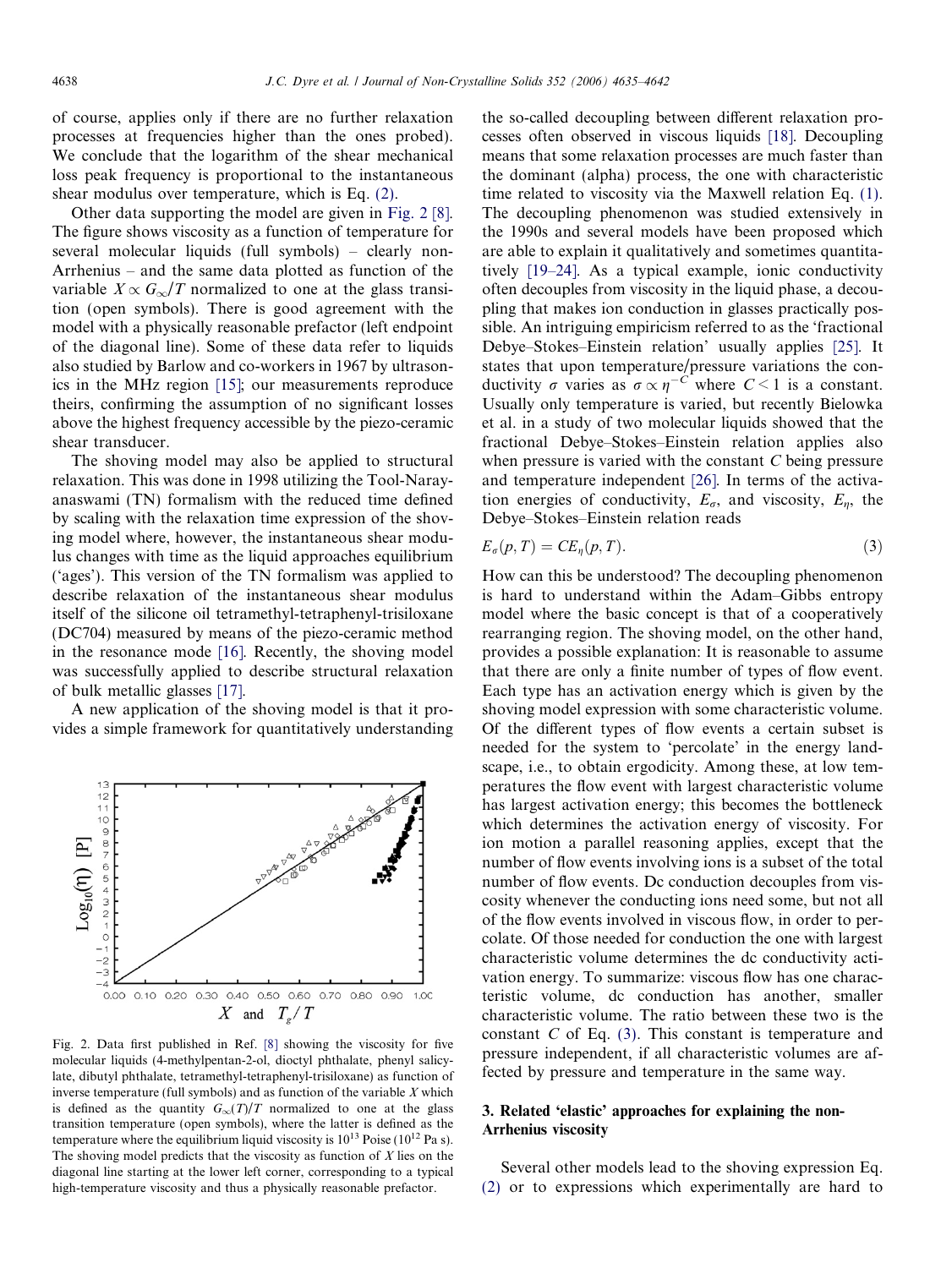of course, applies only if there are no further relaxation processes at frequencies higher than the ones probed). We conclude that the logarithm of the shear mechanical loss peak frequency is proportional to the instantaneous shear modulus over temperature, which is Eq. (2).

Other data supporting the model are given in Fig. 2 [8]. The figure shows viscosity as a function of temperature for several molecular liquids (full symbols) – clearly non-Arrhenius – and the same data plotted as function of the variable $X \propto G_\infty/T$ normalized to one at the glass transition (open symbols). There is good agreement with the model with a physically reasonable prefactor (left endpoint of the diagonal line). Some of these data refer to liquids also studied by Barlow and co-workers in 1967 by ultrasonics in the MHz region [15]; our measurements reproduce theirs, confirming the assumption of no significant losses above the highest frequency accessible by the piezo-ceramic shear transducer.

The shoving model may also be applied to structural relaxation. This was done in 1998 utilizing the Tool-Narayanaswami (TN) formalism with the reduced time defined by scaling with the relaxation time expression of the shoving model where, however, the instantaneous shear modulus changes with time as the liquid approaches equilibrium ('ages'). This version of the TN formalism was applied to describe relaxation of the instantaneous shear modulus itself of the silicone oil tetramethyl-tetraphenyl-trisiloxane (DC704) measured by means of the piezo-ceramic method in the resonance mode [16]. Recently, the shoving model was successfully applied to describe structural relaxation of bulk metallic glasses [17].

A new application of the shoving model is that it provides a simple framework for quantitatively understanding the so-called decoupling between different relaxation processes often observed in viscous liquids [18]. Decoupling means that some relaxation processes are much faster than the dominant (alpha) process, the one with characteristic time related to viscosity via the Maxwell relation Eq. (1). The decoupling phenomenon was studied extensively in the 1990s and several models have been proposed which are able to explain it qualitatively and sometimes quantitatively [19–24]. As a typical example, ionic conductivity often decouples from viscosity in the liquid phase, a decoupling that makes ion conduction in glasses practically possible. An intriguing empiricism referred to as the 'fractional Debye–Stokes–Einstein relation' usually applies [25]. It states that upon temperature/pressure variations the conductivity $\sigma$ varies as $\sigma \propto \eta^{-C}$ where $C < 1$ is a constant. Usually only temperature is varied, but recently Bielowka et al. in a study of two molecular liquids showed that the fractional Debye–Stokes–Einstein relation applies also when pressure is varied with the constant $C$ being pressure and temperature independent [26]. In terms of the activation energies of conductivity, $E_\sigma$, and viscosity, $E_\eta$, the Debye–Stokes–Einstein relation reads

$$E_\sigma(p, T) = CE_\eta(p, T). \tag{3}$$

How can this be understood? The decoupling phenomenon is hard to understand within the Adam–Gibbs entropy model where the basic concept is that of a cooperatively rearranging region. The shoving model, on the other hand, provides a possible explanation: It is reasonable to assume that there are only a finite number of types of flow event. Each type has an activation energy which is given by the shoving model expression with some characteristic volume. Of the different types of flow events a certain subset is needed for the system to 'percolate' in the energy landscape, i.e., to obtain ergodicity. Among these, at low temperatures the flow event with largest characteristic volume has largest activation energy; this becomes the bottleneck which determines the activation energy of viscosity. For ion motion a parallel reasoning applies, except that the number of flow events involving ions is a subset of the total number of flow events. Dc conduction decouples from viscosity whenever the conducting ions need some, but not all of the flow events involved in viscous flow, in order to percolate. Of those needed for conduction the one with largest characteristic volume determines the dc conductivity activation energy. To summarize: viscous flow has one characteristic volume, dc conduction has another, smaller characteristic volume. The ratio between these two is the constant $C$ of Eq. (3). This constant is temperature and pressure independent, if all characteristic volumes are affected by pressure and temperature in the same way.

Fig. 2. Data first published in Ref. [8] showing the viscosity for five molecular liquids (4-methylpentan-2-ol, dioctyl phthalate, phenyl salicylate, dibutyl phthalate, tetramethyl-tetraphenyl-trisiloxane) as function of inverse temperature (full symbols) and as function of the variable $X$ which is defined as the quantity $G_\infty(T)/T$ normalized to one at the glass transition temperature (open symbols), where the latter is defined as the temperature where the equilibrium liquid viscosity is $10^{13}$ Poise ($10^{12}$ Pa s). The shoving model predicts that the viscosity as function of $X$ lies on the diagonal line starting at the lower left corner, corresponding to a typical high-temperature viscosity and thus a physically reasonable prefactor.

## 3. Related 'elastic' approaches for explaining the non-Arrhenius viscosity

Several other models lead to the shoving expression Eq. (2) or to expressions which experimentally are hard to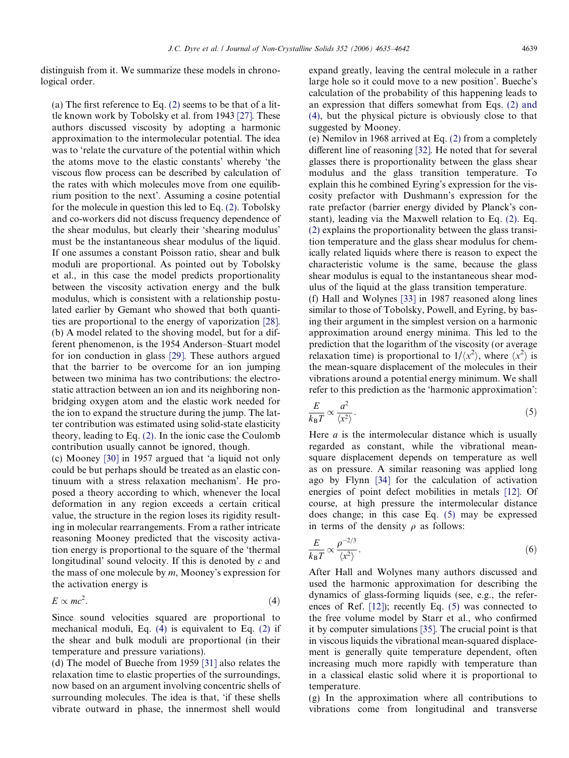distinguish from it. We summarize these models in chronological order.

(a) The first reference to Eq. (2) seems to be that of a little known work by Tobolsky et al. from 1943 [27]. These authors discussed viscosity by adopting a harmonic approximation to the intermolecular potential. The idea was to 'relate the curvature of the potential within which the atoms move to the elastic constants' whereby 'the viscous flow process can be described by calculation of the rates with which molecules move from one equilibrium position to the next'. Assuming a cosine potential for the molecule in question this led to Eq. (2). Tobolsky and co-workers did not discuss frequency dependence of the shear modulus, but clearly their 'shearing modulus' must be the instantaneous shear modulus of the liquid. If one assumes a constant Poisson ratio, shear and bulk moduli are proportional. As pointed out by Tobolsky et al., in this case the model predicts proportionality between the viscosity activation energy and the bulk modulus, which is consistent with a relationship postulated earlier by Gemant who showed that both quantities are proportional to the energy of vaporization [28].

(b) A model related to the shoving model, but for a different phenomenon, is the 1954 Anderson–Stuart model for ion conduction in glass [29]. These authors argued that the barrier to be overcome for an ion jumping between two minima has two contributions: the electrostatic attraction between an ion and its neighboring non-bridging oxygen atom and the elastic work needed for the ion to expand the structure during the jump. The latter contribution was estimated using solid-state elasticity theory, leading to Eq. (2). In the ionic case the Coulomb contribution usually cannot be ignored, though.

(c) Mooney [30] in 1957 argued that 'a liquid not only could be but perhaps should be treated as an elastic continuum with a stress relaxation mechanism'. He proposed a theory according to which, whenever the local deformation in any region exceeds a certain critical value, the structure in the region loses its rigidity resulting in molecular rearrangements. From a rather intricate reasoning Mooney predicted that the viscosity activation energy is proportional to the square of the 'thermal longitudinal' sound velocity. If this is denoted by $c$ and the mass of one molecule by $m$, Mooney's expression for the activation energy is

$$E \propto mc^2. \tag{4}$$

Since sound velocities squared are proportional to mechanical moduli, Eq. (4) is equivalent to Eq. (2) if the shear and bulk moduli are proportional (in their temperature and pressure variations).

(d) The model of Bueche from 1959 [31] also relates the relaxation time to elastic properties of the surroundings, now based on an argument involving concentric shells of surrounding molecules. The idea is that, 'if these shells vibrate outward in phase, the innermost shell would expand greatly, leaving the central molecule in a rather large hole so it could move to a new position'. Bueche's calculation of the probability of this happening leads to an expression that differs somewhat from Eqs. (2) and (4), but the physical picture is obviously close to that suggested by Mooney.

(e) Nemilov in 1968 arrived at Eq. (2) from a completely different line of reasoning [32]. He noted that for several glasses there is proportionality between the glass shear modulus and the glass transition temperature. To explain this he combined Eyring's expression for the viscosity prefactor with Dushmann's expression for the rate prefactor (barrier energy divided by Planck's constant), leading via the Maxwell relation to Eq. (2). Eq. (2) explains the proportionality between the glass transition temperature and the glass shear modulus for chemically related liquids where there is reason to expect the characteristic volume is the same, because the glass shear modulus is equal to the instantaneous shear modulus of the liquid at the glass transition temperature.

(f) Hall and Wolynes [33] in 1987 reasoned along lines similar to those of Tobolsky, Powell, and Eyring, by basing their argument in the simplest version on a harmonic approximation around energy minima. This led to the prediction that the logarithm of the viscosity (or average relaxation time) is proportional to $1/\langle x^2\rangle$, where $\langle x^2\rangle$ is the mean-square displacement of the molecules in their vibrations around a potential energy minimum. We shall refer to this prediction as the 'harmonic approximation':

$$\frac{E}{k_B T} \propto \frac{a^2}{\langle x^2\rangle}. \tag{5}$$

Here $a$ is the intermolecular distance which is usually regarded as constant, while the vibrational mean-square displacement depends on temperature as well as on pressure. A similar reasoning was applied long ago by Flynn [34] for the calculation of activation energies of point defect mobilities in metals [12]. Of course, at high pressure the intermolecular distance does change; in this case Eq. (5) may be expressed in terms of the density $\rho$ as follows:

$$\frac{E}{k_B T} \propto \frac{\rho^{-2/3}}{\langle x^2\rangle}. \tag{6}$$

After Hall and Wolynes many authors discussed and used the harmonic approximation for describing the dynamics of glass-forming liquids (see, e.g., the references of Ref. [12]); recently Eq. (5) was connected to the free volume model by Starr et al., who confirmed it by computer simulations [35]. The crucial point is that in viscous liquids the vibrational mean-squared displacement is generally quite temperature dependent, often increasing much more rapidly with temperature than in a classical elastic solid where it is proportional to temperature.

(g) In the approximation where all contributions to vibrations come from longitudinal and transverse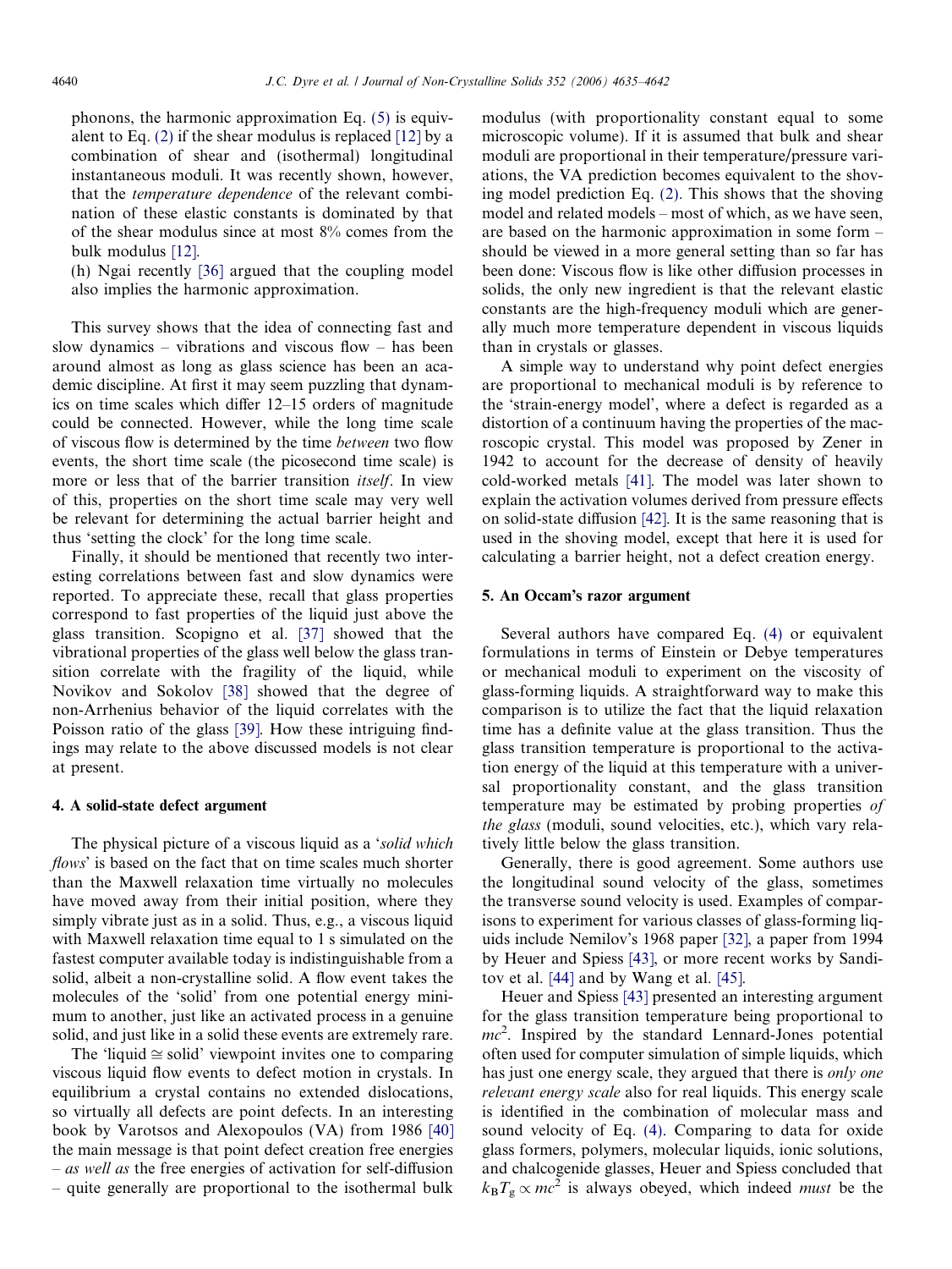phonons, the harmonic approximation Eq. (5) is equivalent to Eq. (2) if the shear modulus is replaced [12] by a combination of shear and (isothermal) longitudinal instantaneous moduli. It was recently shown, however, that the *temperature dependence* of the relevant combination of these elastic constants is dominated by that of the shear modulus since at most 8% comes from the bulk modulus [12].

(h) Ngai recently [36] argued that the coupling model also implies the harmonic approximation.

This survey shows that the idea of connecting fast and slow dynamics – vibrations and viscous flow – has been around almost as long as glass science has been an academic discipline. At first it may seem puzzling that dynamics on time scales which differ 12–15 orders of magnitude could be connected. However, while the long time scale of viscous flow is determined by the time *between* two flow events, the short time scale (the picosecond time scale) is more or less that of the barrier transition *itself*. In view of this, properties on the short time scale may very well be relevant for determining the actual barrier height and thus 'setting the clock' for the long time scale.

Finally, it should be mentioned that recently two interesting correlations between fast and slow dynamics were reported. To appreciate these, recall that glass properties correspond to fast properties of the liquid just above the glass transition. Scopigno et al. [37] showed that the vibrational properties of the glass well below the glass transition correlate with the fragility of the liquid, while Novikov and Sokolov [38] showed that the degree of non-Arrhenius behavior of the liquid correlates with the Poisson ratio of the glass [39]. How these intriguing findings may relate to the above discussed models is not clear at present.

## 4. A solid-state defect argument

The physical picture of a viscous liquid as a '*solid which flows*' is based on the fact that on time scales much shorter than the Maxwell relaxation time virtually no molecules have moved away from their initial position, where they simply vibrate just as in a solid. Thus, e.g., a viscous liquid with Maxwell relaxation time equal to 1 s simulated on the fastest computer available today is indistinguishable from a solid, albeit a non-crystalline solid. A flow event takes the molecules of the 'solid' from one potential energy minimum to another, just like an activated process in a genuine solid, and just like in a solid these events are extremely rare.

The 'liquid $\cong$ solid' viewpoint invites one to comparing viscous liquid flow events to defect motion in crystals. In equilibrium a crystal contains no extended dislocations, so virtually all defects are point defects. In an interesting book by Varotsos and Alexopoulos (VA) from 1986 [40] the main message is that point defect creation free energies – *as well as* the free energies of activation for self-diffusion – quite generally are proportional to the isothermal bulk modulus (with proportionality constant equal to some microscopic volume). If it is assumed that bulk and shear moduli are proportional in their temperature/pressure variations, the VA prediction becomes equivalent to the shoving model prediction Eq. (2). This shows that the shoving model and related models – most of which, as we have seen, are based on the harmonic approximation in some form – should be viewed in a more general setting than so far has been done: Viscous flow is like other diffusion processes in solids, the only new ingredient is that the relevant elastic constants are the high-frequency moduli which are generally much more temperature dependent in viscous liquids than in crystals or glasses.

A simple way to understand why point defect energies are proportional to mechanical moduli is by reference to the 'strain-energy model', where a defect is regarded as a distortion of a continuum having the properties of the macroscopic crystal. This model was proposed by Zener in 1942 to account for the decrease of density of heavily cold-worked metals [41]. The model was later shown to explain the activation volumes derived from pressure effects on solid-state diffusion [42]. It is the same reasoning that is used in the shoving model, except that here it is used for calculating a barrier height, not a defect creation energy.

## 5. An Occam's razor argument

Several authors have compared Eq. (4) or equivalent formulations in terms of Einstein or Debye temperatures or mechanical moduli to experiment on the viscosity of glass-forming liquids. A straightforward way to make this comparison is to utilize the fact that the liquid relaxation time has a definite value at the glass transition. Thus the glass transition temperature is proportional to the activation energy of the liquid at this temperature with a universal proportionality constant, and the glass transition temperature may be estimated by probing properties *of the glass* (moduli, sound velocities, etc.), which vary relatively little below the glass transition.

Generally, there is good agreement. Some authors use the longitudinal sound velocity of the glass, sometimes the transverse sound velocity is used. Examples of comparisons to experiment for various classes of glass-forming liquids include Nemilov's 1968 paper [32], a paper from 1994 by Heuer and Spiess [43], or more recent works by Sanditov et al. [44] and by Wang et al. [45].

Heuer and Spiess [43] presented an interesting argument for the glass transition temperature being proportional to $mc^2$. Inspired by the standard Lennard-Jones potential often used for computer simulation of simple liquids, which has just one energy scale, they argued that there is *only one relevant energy scale* also for real liquids. This energy scale is identified in the combination of molecular mass and sound velocity of Eq. (4). Comparing to data for oxide glass formers, polymers, molecular liquids, ionic solutions, and chalcogenide glasses, Heuer and Spiess concluded that $k_B T_g \propto mc^2$ is always obeyed, which indeed *must* be the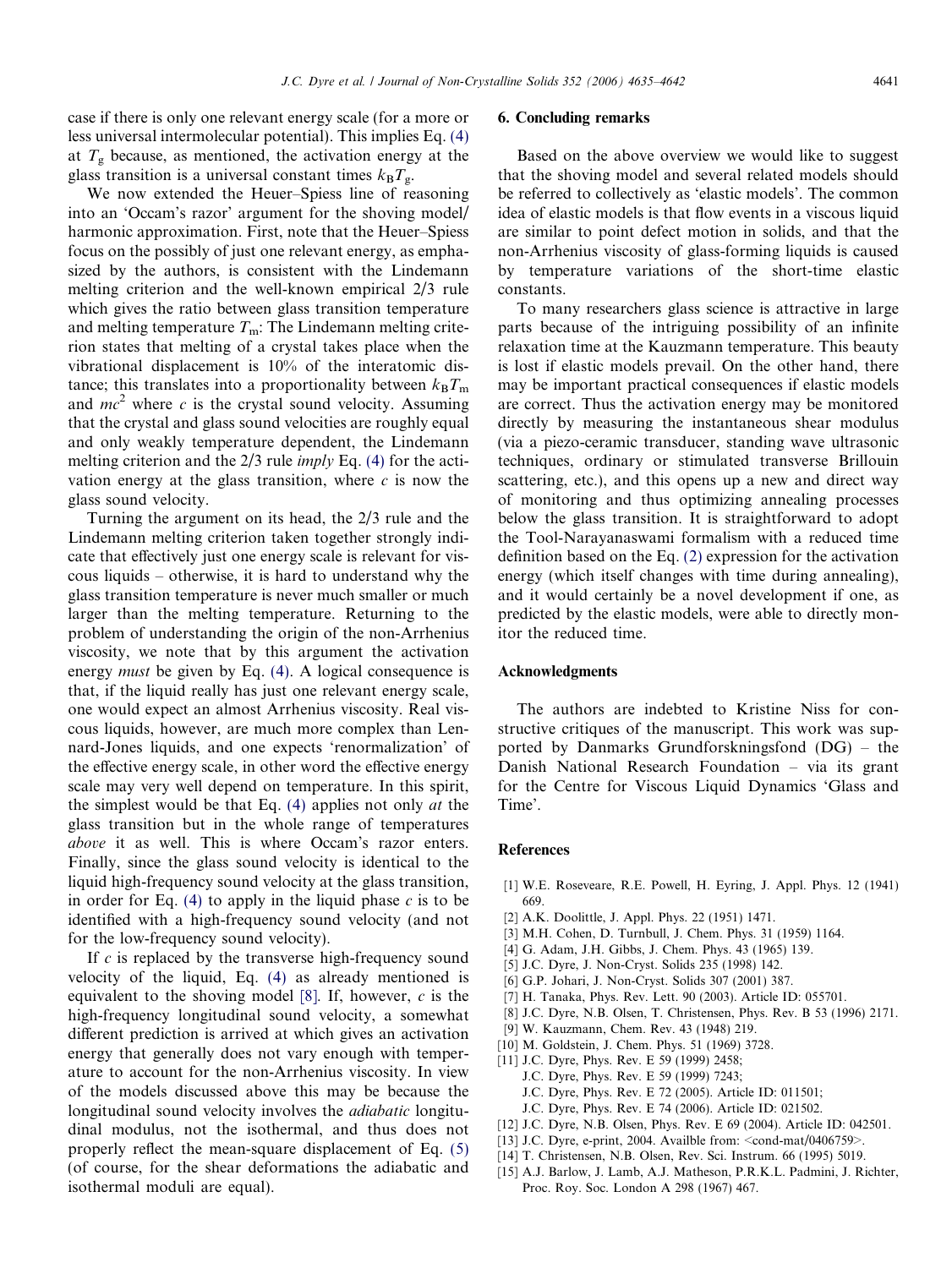case if there is only one relevant energy scale (for a more or less universal intermolecular potential). This implies Eq. (4) at $T_g$ because, as mentioned, the activation energy at the glass transition is a universal constant times $k_BT_g$.

We now extended the Heuer–Spiess line of reasoning into an 'Occam's razor' argument for the shoving model/harmonic approximation. First, note that the Heuer–Spiess focus on the possibly of just one relevant energy, as emphasized by the authors, is consistent with the Lindemann melting criterion and the well-known empirical 2/3 rule which gives the ratio between glass transition temperature and melting temperature $T_m$: The Lindemann melting criterion states that melting of a crystal takes place when the vibrational displacement is 10% of the interatomic distance; this translates into a proportionality between $k_BT_m$ and $mc^2$ where $c$ is the crystal sound velocity. Assuming that the crystal and glass sound velocities are roughly equal and only weakly temperature dependent, the Lindemann melting criterion and the 2/3 rule *imply* Eq. (4) for the activation energy at the glass transition, where $c$ is now the glass sound velocity.

Turning the argument on its head, the 2/3 rule and the Lindemann melting criterion taken together strongly indicate that effectively just one energy scale is relevant for viscous liquids – otherwise, it is hard to understand why the glass transition temperature is never much smaller or much larger than the melting temperature. Returning to the problem of understanding the origin of the non-Arrhenius viscosity, we note that by this argument the activation energy *must* be given by Eq. (4). A logical consequence is that, if the liquid really has just one relevant energy scale, one would expect an almost Arrhenius viscosity. Real viscous liquids, however, are much more complex than Lennard-Jones liquids, and one expects 'renormalization' of the effective energy scale, in other word the effective energy scale may very well depend on temperature. In this spirit, the simplest would be that Eq. (4) applies not only *at* the glass transition but in the whole range of temperatures *above* it as well. This is where Occam's razor enters. Finally, since the glass sound velocity is identical to the liquid high-frequency sound velocity at the glass transition, in order for Eq. (4) to apply in the liquid phase $c$ is to be identified with a high-frequency sound velocity (and not for the low-frequency sound velocity).

If $c$ is replaced by the transverse high-frequency sound velocity of the liquid, Eq. (4) as already mentioned is equivalent to the shoving model [8]. If, however, $c$ is the high-frequency longitudinal sound velocity, a somewhat different prediction is arrived at which gives an activation energy that generally does not vary enough with temperature to account for the non-Arrhenius viscosity. In view of the models discussed above this may be because the longitudinal sound velocity involves the *adiabatic* longitudinal modulus, not the isothermal, and thus does not properly reflect the mean-square displacement of Eq. (5) (of course, for the shear deformations the adiabatic and isothermal moduli are equal).

## 6. Concluding remarks

Based on the above overview we would like to suggest that the shoving model and several related models should be referred to collectively as 'elastic models'. The common idea of elastic models is that flow events in a viscous liquid are similar to point defect motion in solids, and that the non-Arrhenius viscosity of glass-forming liquids is caused by temperature variations of the short-time elastic constants.

To many researchers glass science is attractive in large parts because of the intriguing possibility of an infinite relaxation time at the Kauzmann temperature. This beauty is lost if elastic models prevail. On the other hand, there may be important practical consequences if elastic models are correct. Thus the activation energy may be monitored directly by measuring the instantaneous shear modulus (via a piezo-ceramic transducer, standing wave ultrasonic techniques, ordinary or stimulated transverse Brillouin scattering, etc.), and this opens up a new and direct way of monitoring and thus optimizing annealing processes below the glass transition. It is straightforward to adopt the Tool-Narayanaswami formalism with a reduced time definition based on the Eq. (2) expression for the activation energy (which itself changes with time during annealing), and it would certainly be a novel development if one, as predicted by the elastic models, were able to directly monitor the reduced time.

## Acknowledgments

The authors are indebted to Kristine Niss for constructive critiques of the manuscript. This work was supported by Danmarks Grundforskningsfond (DG) – the Danish National Research Foundation – via its grant for the Centre for Viscous Liquid Dynamics 'Glass and Time'.

## References

[1] W.E. Roseveare, R.E. Powell, H. Eyring, J. Appl. Phys. 12 (1941) 669.
[2] A.K. Doolittle, J. Appl. Phys. 22 (1951) 1471.
[3] M.H. Cohen, D. Turnbull, J. Chem. Phys. 31 (1959) 1164.
[4] G. Adam, J.H. Gibbs, J. Chem. Phys. 43 (1965) 139.
[5] J.C. Dyre, J. Non-Cryst. Solids 235 (1998) 142.
[6] G.P. Johari, J. Non-Cryst. Solids 307 (2001) 387.
[7] H. Tanaka, Phys. Rev. Lett. 90 (2003). Article ID: 055701.
[8] J.C. Dyre, N.B. Olsen, T. Christensen, Phys. Rev. B 53 (1996) 2171.
[9] W. Kauzmann, Chem. Rev. 43 (1948) 219.
[10] M. Goldstein, J. Chem. Phys. 51 (1969) 3728.
[11] J.C. Dyre, Phys. Rev. E 59 (1999) 2458;
J.C. Dyre, Phys. Rev. E 59 (1999) 7243;
J.C. Dyre, Phys. Rev. E 72 (2005). Article ID: 011501;
J.C. Dyre, Phys. Rev. E 74 (2006). Article ID: 021502.
[12] J.C. Dyre, N.B. Olsen, Phys. Rev. E 69 (2004). Article ID: 042501.
[13] J.C. Dyre, e-print, 2004. Availble from: <cond-mat/0406759>.
[14] T. Christensen, N.B. Olsen, Rev. Sci. Instrum. 66 (1995) 5019.
[15] A.J. Barlow, J. Lamb, A.J. Matheson, P.R.K.L. Padmini, J. Richter, Proc. Roy. Soc. London A 298 (1967) 467.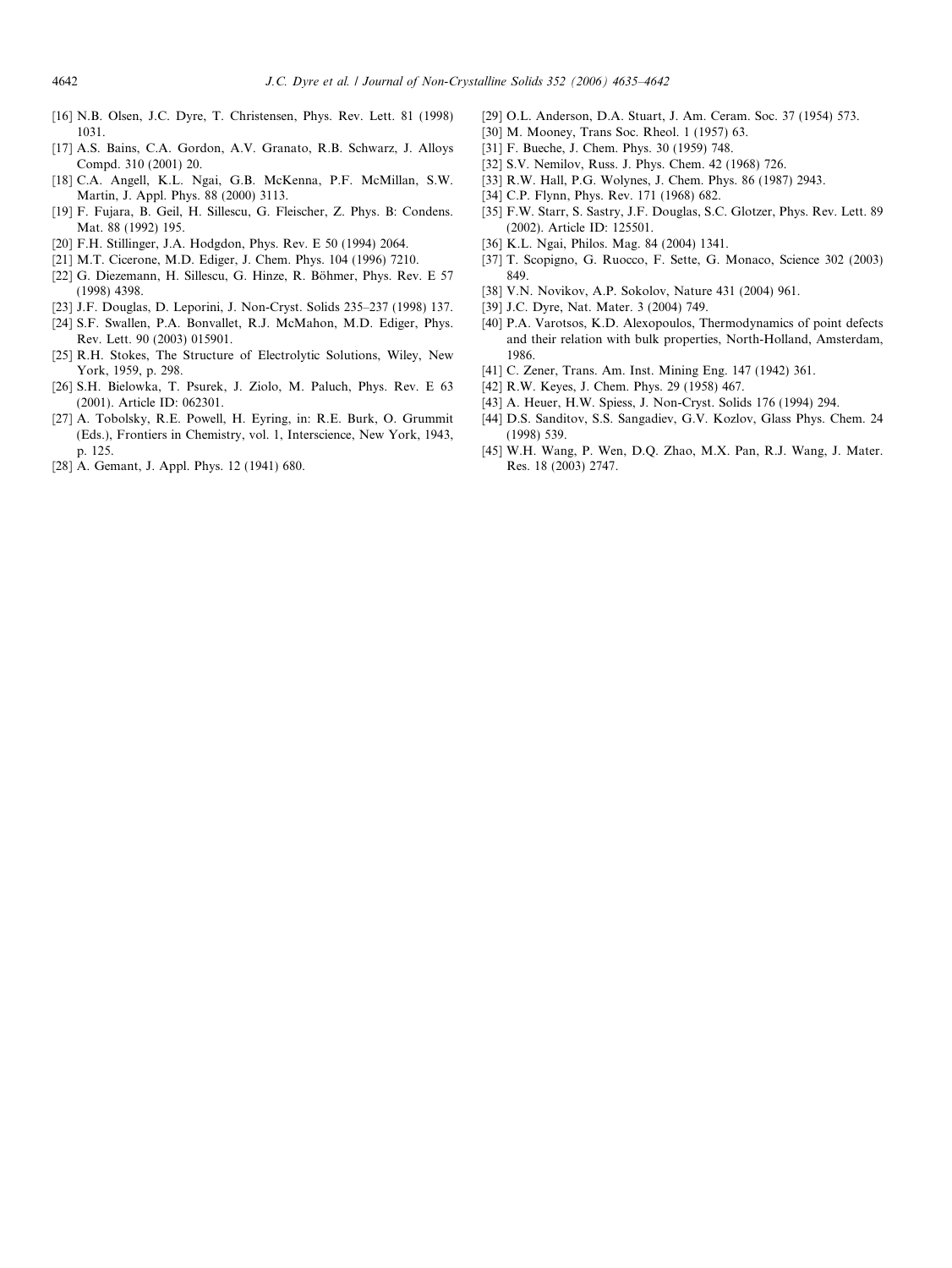[16] N.B. Olsen, J.C. Dyre, T. Christensen, Phys. Rev. Lett. 81 (1998) 1031.

[17] A.S. Bains, C.A. Gordon, A.V. Granato, R.B. Schwarz, J. Alloys Compd. 310 (2001) 20.

[18] C.A. Angell, K.L. Ngai, G.B. McKenna, P.F. McMillan, S.W. Martin, J. Appl. Phys. 88 (2000) 3113.

[19] F. Fujara, B. Geil, H. Sillescu, G. Fleischer, Z. Phys. B: Condens. Mat. 88 (1992) 195.

[20] F.H. Stillinger, J.A. Hodgdon, Phys. Rev. E 50 (1994) 2064.

[21] M.T. Cicerone, M.D. Ediger, J. Chem. Phys. 104 (1996) 7210.

[22] G. Diezemann, H. Sillescu, G. Hinze, R. Böhmer, Phys. Rev. E 57 (1998) 4398.

[23] J.F. Douglas, D. Leporini, J. Non-Cryst. Solids 235–237 (1998) 137.

[24] S.F. Swallen, P.A. Bonvallet, R.J. McMahon, M.D. Ediger, Phys. Rev. Lett. 90 (2003) 015901.

[25] R.H. Stokes, The Structure of Electrolytic Solutions, Wiley, New York, 1959, p. 298.

[26] S.H. Bielowka, T. Psurek, J. Ziolo, M. Paluch, Phys. Rev. E 63 (2001). Article ID: 062301.

[27] A. Tobolsky, R.E. Powell, H. Eyring, in: R.E. Burk, O. Grummit (Eds.), Frontiers in Chemistry, vol. 1, Interscience, New York, 1943, p. 125.

[28] A. Gemant, J. Appl. Phys. 12 (1941) 680.

[29] O.L. Anderson, D.A. Stuart, J. Am. Ceram. Soc. 37 (1954) 573.

[30] M. Mooney, Trans Soc. Rheol. 1 (1957) 63.

[31] F. Bueche, J. Chem. Phys. 30 (1959) 748.

[32] S.V. Nemilov, Russ. J. Phys. Chem. 42 (1968) 726.

[33] R.W. Hall, P.G. Wolynes, J. Chem. Phys. 86 (1987) 2943.

[34] C.P. Flynn, Phys. Rev. 171 (1968) 682.

[35] F.W. Starr, S. Sastry, J.F. Douglas, S.C. Glotzer, Phys. Rev. Lett. 89 (2002). Article ID: 125501.

[36] K.L. Ngai, Philos. Mag. 84 (2004) 1341.

[37] T. Scopigno, G. Ruocco, F. Sette, G. Monaco, Science 302 (2003) 849.

[38] V.N. Novikov, A.P. Sokolov, Nature 431 (2004) 961.

[39] J.C. Dyre, Nat. Mater. 3 (2004) 749.

[40] P.A. Varotsos, K.D. Alexopoulos, Thermodynamics of point defects and their relation with bulk properties, North-Holland, Amsterdam, 1986.

[41] C. Zener, Trans. Am. Inst. Mining Eng. 147 (1942) 361.

[42] R.W. Keyes, J. Chem. Phys. 29 (1958) 467.

[43] A. Heuer, H.W. Spiess, J. Non-Cryst. Solids 176 (1994) 294.

[44] D.S. Sanditov, S.S. Sangadiev, G.V. Kozlov, Glass Phys. Chem. 24 (1998) 539.

[45] W.H. Wang, P. Wen, D.Q. Zhao, M.X. Pan, R.J. Wang, J. Mater. Res. 18 (2003) 2747.